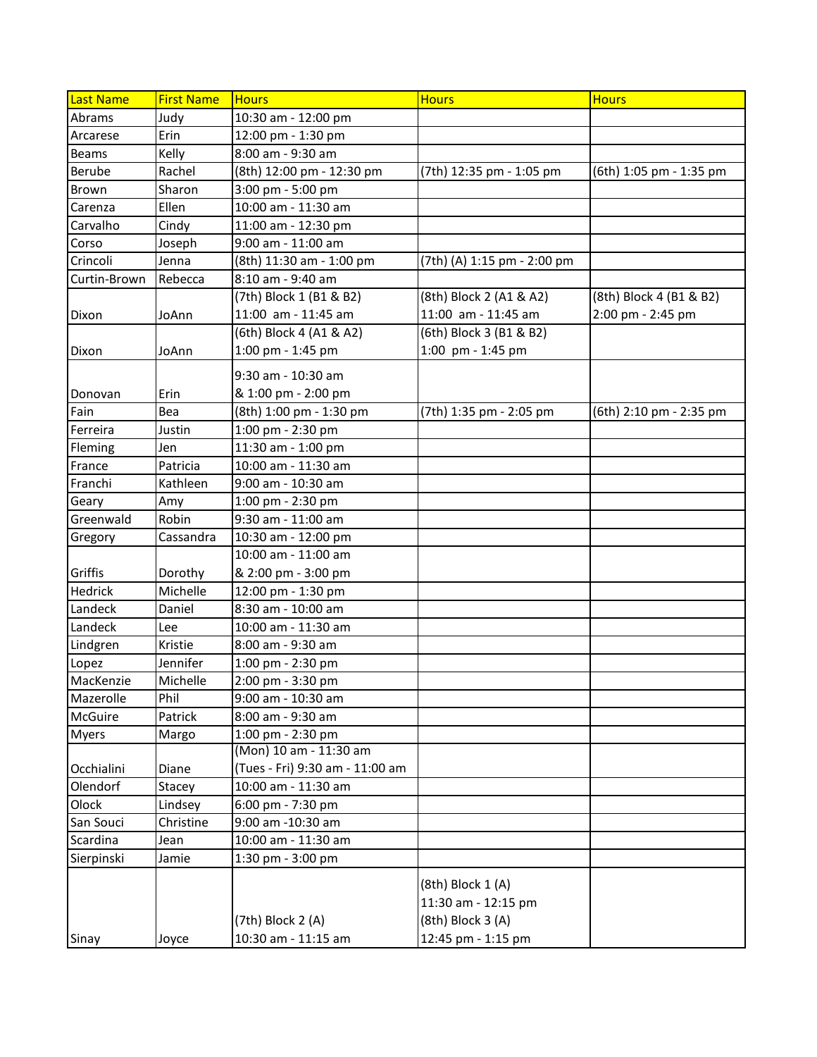| Last Name | First Name | Hours | Hours | Hours |
| --- | --- | --- | --- | --- |
| Abrams | Judy | 10:30 am - 12:00 pm | | |
| Arcarese | Erin | 12:00 pm - 1:30 pm | | |
| Beams | Kelly | 8:00 am - 9:30 am | | |
| Berube | Rachel | (8th) 12:00 pm - 12:30 pm | (7th) 12:35 pm - 1:05 pm | (6th) 1:05 pm - 1:35 pm |
| Brown | Sharon | 3:00 pm - 5:00 pm | | |
| Carenza | Ellen | 10:00 am - 11:30 am | | |
| Carvalho | Cindy | 11:00 am - 12:30 pm | | |
| Corso | Joseph | 9:00 am - 11:00 am | | |
| Crincoli | Jenna | (8th) 11:30 am - 1:00 pm | (7th) (A) 1:15 pm - 2:00 pm | |
| Curtin-Brown | Rebecca | 8:10 am - 9:40 am | | |
| Dixon | JoAnn | (7th) Block 1 (B1 & B2) 11:00 am - 11:45 am | (8th) Block 2 (A1 & A2) 11:00 am - 11:45 am | (8th) Block 4 (B1 & B2) 2:00 pm - 2:45 pm |
| Dixon | JoAnn | (6th) Block 4 (A1 & A2) 1:00 pm - 1:45 pm | (6th) Block 3 (B1 & B2) 1:00 pm - 1:45 pm | |
| Donovan | Erin | 9:30 am - 10:30 am & 1:00 pm - 2:00 pm | | |
| Fain | Bea | (8th) 1:00 pm - 1:30 pm | (7th) 1:35 pm - 2:05 pm | (6th) 2:10 pm - 2:35 pm |
| Ferreira | Justin | 1:00 pm - 2:30 pm | | |
| Fleming | Jen | 11:30 am - 1:00 pm | | |
| France | Patricia | 10:00 am - 11:30 am | | |
| Franchi | Kathleen | 9:00 am - 10:30 am | | |
| Geary | Amy | 1:00 pm - 2:30 pm | | |
| Greenwald | Robin | 9:30 am - 11:00 am | | |
| Gregory | Cassandra | 10:30 am - 12:00 pm | | |
| Griffis | Dorothy | 10:00 am - 11:00 am & 2:00 pm - 3:00 pm | | |
| Hedrick | Michelle | 12:00 pm - 1:30 pm | | |
| Landeck | Daniel | 8:30 am - 10:00 am | | |
| Landeck | Lee | 10:00 am - 11:30 am | | |
| Lindgren | Kristie | 8:00 am - 9:30 am | | |
| Lopez | Jennifer | 1:00 pm - 2:30 pm | | |
| MacKenzie | Michelle | 2:00 pm - 3:30 pm | | |
| Mazerolle | Phil | 9:00 am - 10:30 am | | |
| McGuire | Patrick | 8:00 am - 9:30 am | | |
| Myers | Margo | 1:00 pm - 2:30 pm | | |
| Occhialini | Diane | (Mon) 10 am - 11:30 am (Tues - Fri) 9:30 am - 11:00 am | | |
| Olendorf | Stacey | 10:00 am - 11:30 am | | |
| Olock | Lindsey | 6:00 pm - 7:30 pm | | |
| San Souci | Christine | 9:00 am -10:30 am | | |
| Scardina | Jean | 10:00 am - 11:30 am | | |
| Sierpinski | Jamie | 1:30 pm - 3:00 pm | | |
| Sinay | Joyce | (7th) Block 2 (A) 10:30 am - 11:15 am | (8th) Block 1 (A) 11:30 am - 12:15 pm (8th) Block 3 (A) 12:45 pm - 1:15 pm | |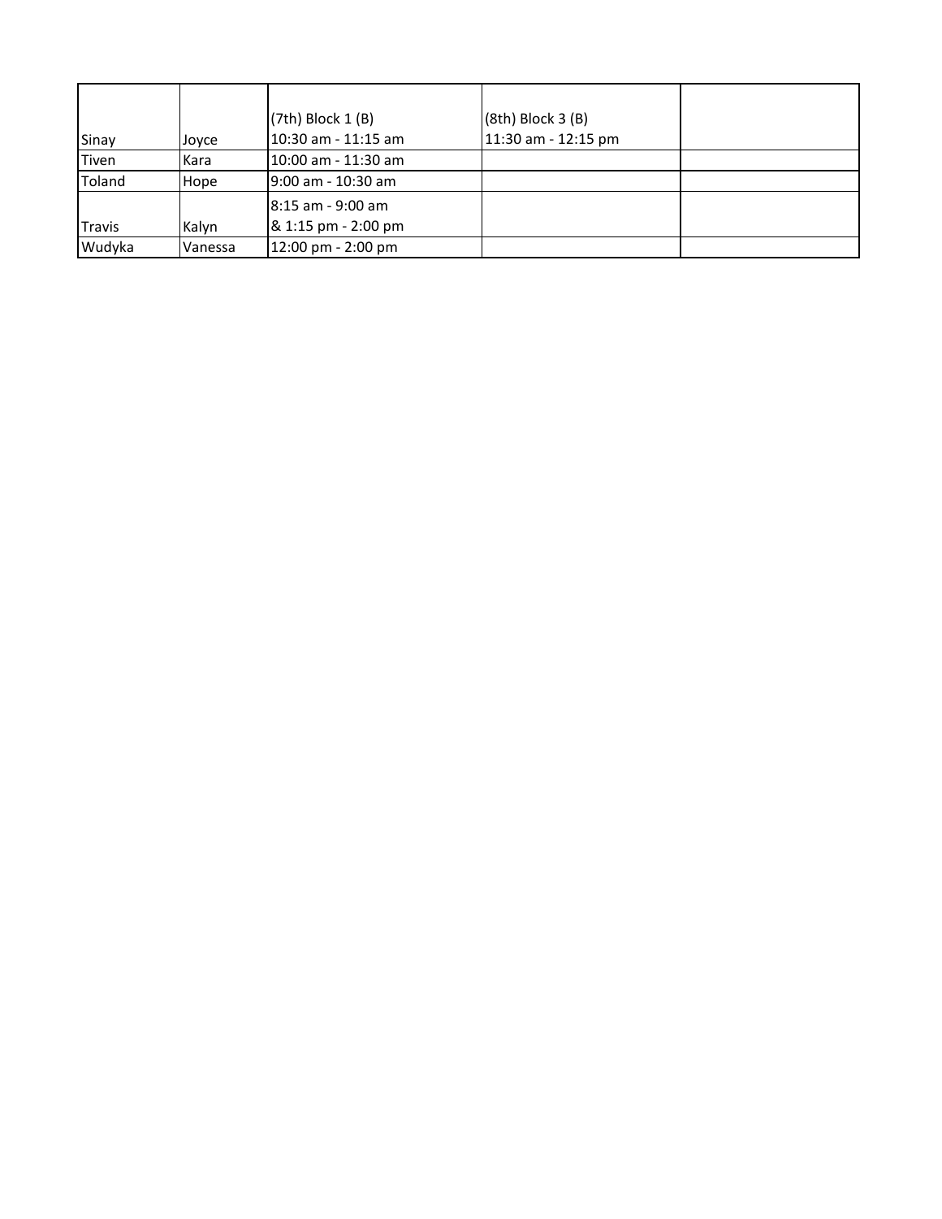| | | | | |
|---|---|---|---|---|
| Sinay | Joyce | (7th) Block 1 (B) 10:30 am - 11:15 am | (8th) Block 3 (B) 11:30 am - 12:15 pm | |
| Tiven | Kara | 10:00 am - 11:30 am | | |
| Toland | Hope | 9:00 am - 10:30 am | | |
| Travis | Kalyn | 8:15 am - 9:00 am & 1:15 pm - 2:00 pm | | |
| Wudyka | Vanessa | 12:00 pm - 2:00 pm | | |